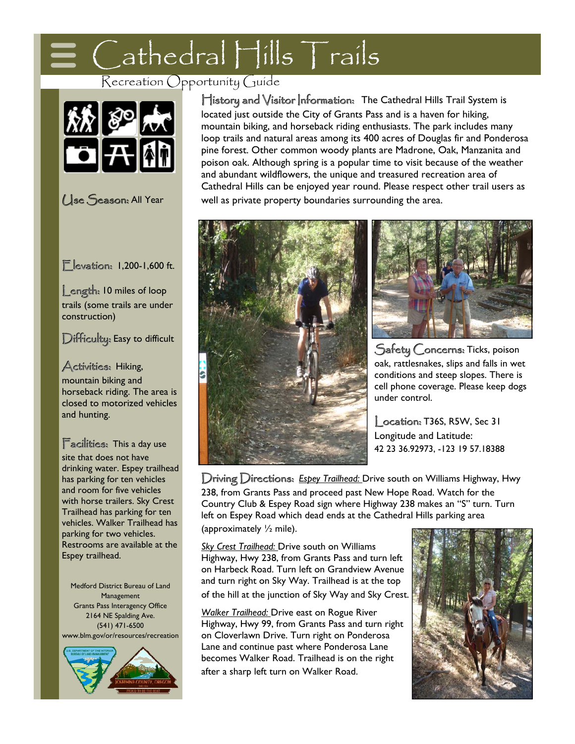# Cathedral Hills Trails

## Recreation Opportunity Guide

**Use Season:** All Year

**Elevation:** 1,200-1,600 ft.

**Length:** 10 miles of loop trails (some trails are under construction)

**Difficulty:** Easy to difficult

**Activities:** Hiking, mountain biking and horseback riding. The area is closed to motorized vehicles and hunting.

**Facilities:** This a day use site that does not have drinking water. Espey trailhead has parking for ten vehicles and room for five vehicles with horse trailers. Sky Crest Trailhead has parking for ten vehicles. Walker Trailhead has parking for two vehicles. Restrooms are available at the Espey trailhead.

Medford District Bureau of Land Management
Grants Pass Interagency Office
2164 NE Spalding Ave.
(541) 471-6500
www.blm.gov/or/resources/recreation

**History and Visitor Information:** The Cathedral Hills Trail System is located just outside the City of Grants Pass and is a haven for hiking, mountain biking, and horseback riding enthusiasts. The park includes many loop trails and natural areas among its 400 acres of Douglas fir and Ponderosa pine forest. Other common woody plants are Madrone, Oak, Manzanita and poison oak. Although spring is a popular time to visit because of the weather and abundant wildflowers, the unique and treasured recreation area of Cathedral Hills can be enjoyed year round. Please respect other trail users as well as private property boundaries surrounding the area.

**Safety Concerns:** Ticks, poison oak, rattlesnakes, slips and falls in wet conditions and steep slopes. There is cell phone coverage. Please keep dogs under control.

**Location:** T36S, R5W, Sec 31
Longitude and Latitude:
42 23 36.92973, -123 19 57.18388

**Driving Directions:** *Espey Trailhead:* Drive south on Williams Highway, Hwy 238, from Grants Pass and proceed past New Hope Road. Watch for the Country Club & Espey Road sign where Highway 238 makes an "S" turn. Turn left on Espey Road which dead ends at the Cathedral Hills parking area (approximately ½ mile).

*Sky Crest Trailhead:* Drive south on Williams Highway, Hwy 238, from Grants Pass and turn left on Harbeck Road. Turn left on Grandview Avenue and turn right on Sky Way. Trailhead is at the top of the hill at the junction of Sky Way and Sky Crest.

*Walker Trailhead:* Drive east on Rogue River Highway, Hwy 99, from Grants Pass and turn right on Cloverlawn Drive. Turn right on Ponderosa Lane and continue past where Ponderosa Lane becomes Walker Road. Trailhead is on the right after a sharp left turn on Walker Road.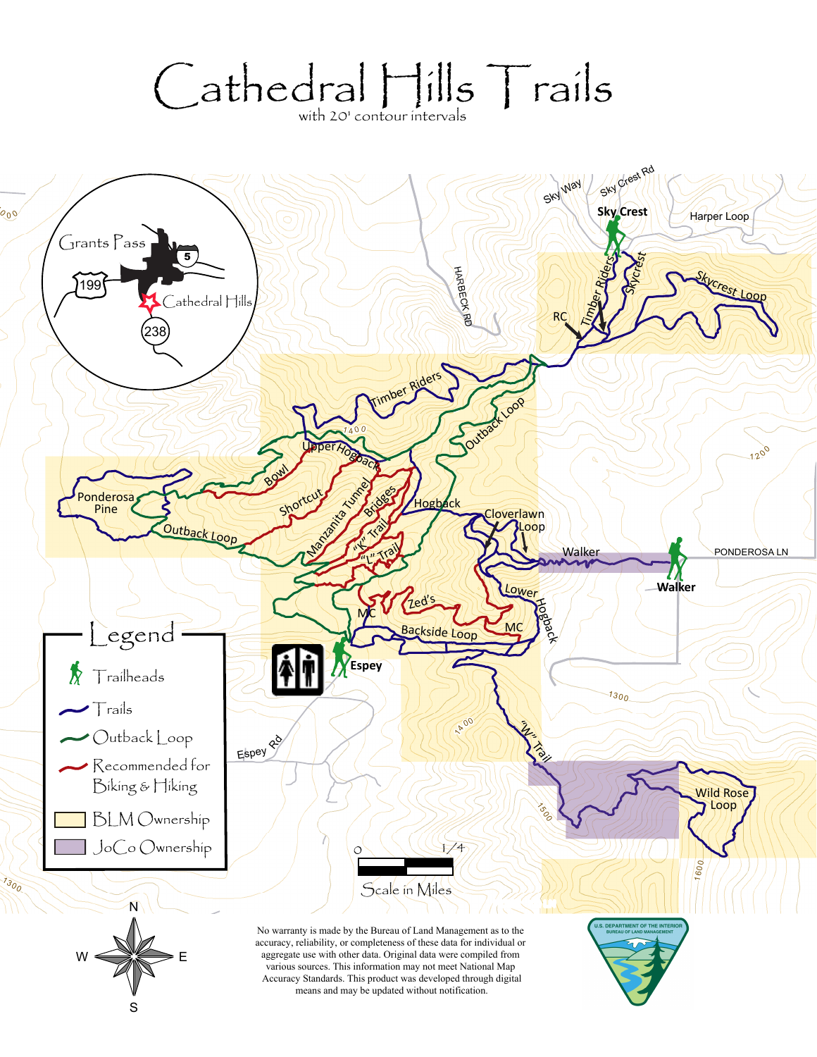# Cathedral Hills Trails

with 20' contour intervals

Grants Pass

5

199

Cathedral Hills

238

Sky Way

Sky Crest Rd

Sky Crest

Harper Loop

HARBECK RD

Timber Riders

Skycrest

Skycrest Loop

RC

Timber Riders

1400

Outback Loop

Upper Hogback

Bowl

Ponderosa Pine

Shortcut

Manzanita Tunnel

Bridges

Hogback

Cloverlawn Loop

Outback Loop

"K" Trail

"L" Trail

Walker

Walker

PONDEROSA LN

1200

Lower Hogback

Zed's

MC

MC

Backside Loop

Espey

1300

Espey Rd

1400

"W" Trail

Wild Rose Loop

1500

1600

1300

## Legend

- Trailheads
- Trails
- Outback Loop
- Recommended for Biking & Hiking
- BLM Ownership
- JoCo Ownership

0 1/4

Scale in Miles

N
W E
S

No warranty is made by the Bureau of Land Management as to the accuracy, reliability, or completeness of these data for individual or aggregate use with other data. Original data were compiled from various sources. This information may not meet National Map Accuracy Standards. This product was developed through digital means and may be updated without notification.

U.S. DEPARTMENT OF THE INTERIOR
BUREAU OF LAND MANAGEMENT